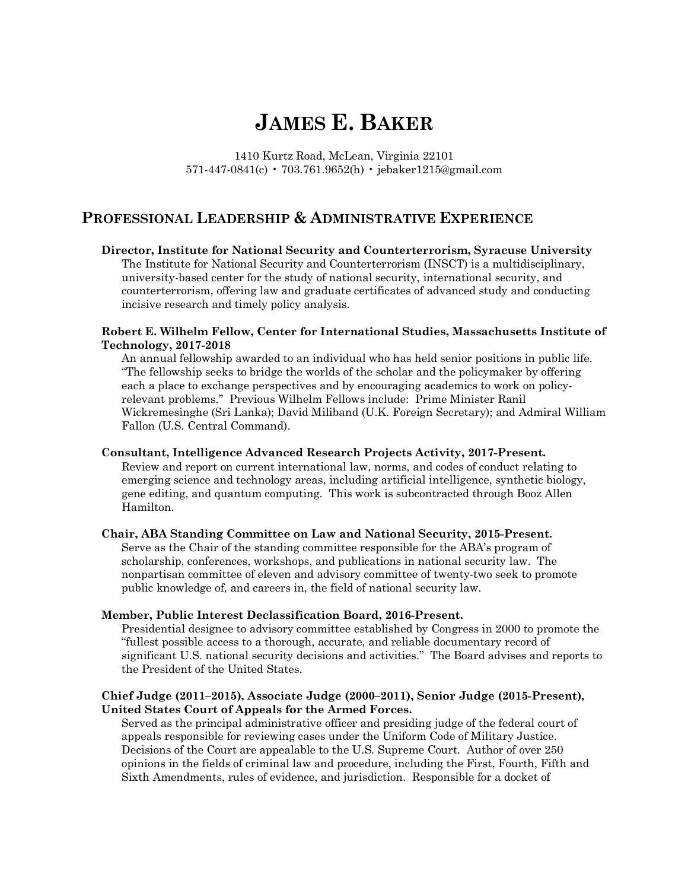# JAMES E. BAKER

1410 Kurtz Road, McLean, Virginia 22101
571-447-0841(c) • 703.761.9652(h) • jebaker1215@gmail.com

## PROFESSIONAL LEADERSHIP & ADMINISTRATIVE EXPERIENCE

**Director, Institute for National Security and Counterterrorism, Syracuse University**
The Institute for National Security and Counterterrorism (INSCT) is a multidisciplinary, university-based center for the study of national security, international security, and counterterrorism, offering law and graduate certificates of advanced study and conducting incisive research and timely policy analysis.

**Robert E. Wilhelm Fellow, Center for International Studies, Massachusetts Institute of Technology, 2017-2018**
An annual fellowship awarded to an individual who has held senior positions in public life. "The fellowship seeks to bridge the worlds of the scholar and the policymaker by offering each a place to exchange perspectives and by encouraging academics to work on policy-relevant problems." Previous Wilhelm Fellows include: Prime Minister Ranil Wickremesinghe (Sri Lanka); David Miliband (U.K. Foreign Secretary); and Admiral William Fallon (U.S. Central Command).

**Consultant, Intelligence Advanced Research Projects Activity, 2017-Present.**
Review and report on current international law, norms, and codes of conduct relating to emerging science and technology areas, including artificial intelligence, synthetic biology, gene editing, and quantum computing. This work is subcontracted through Booz Allen Hamilton.

**Chair, ABA Standing Committee on Law and National Security, 2015-Present.**
Serve as the Chair of the standing committee responsible for the ABA's program of scholarship, conferences, workshops, and publications in national security law. The nonpartisan committee of eleven and advisory committee of twenty-two seek to promote public knowledge of, and careers in, the field of national security law.

**Member, Public Interest Declassification Board, 2016-Present.**
Presidential designee to advisory committee established by Congress in 2000 to promote the "fullest possible access to a thorough, accurate, and reliable documentary record of significant U.S. national security decisions and activities." The Board advises and reports to the President of the United States.

**Chief Judge (2011–2015), Associate Judge (2000–2011), Senior Judge (2015-Present), United States Court of Appeals for the Armed Forces.**
Served as the principal administrative officer and presiding judge of the federal court of appeals responsible for reviewing cases under the Uniform Code of Military Justice. Decisions of the Court are appealable to the U.S. Supreme Court. Author of over 250 opinions in the fields of criminal law and procedure, including the First, Fourth, Fifth and Sixth Amendments, rules of evidence, and jurisdiction. Responsible for a docket of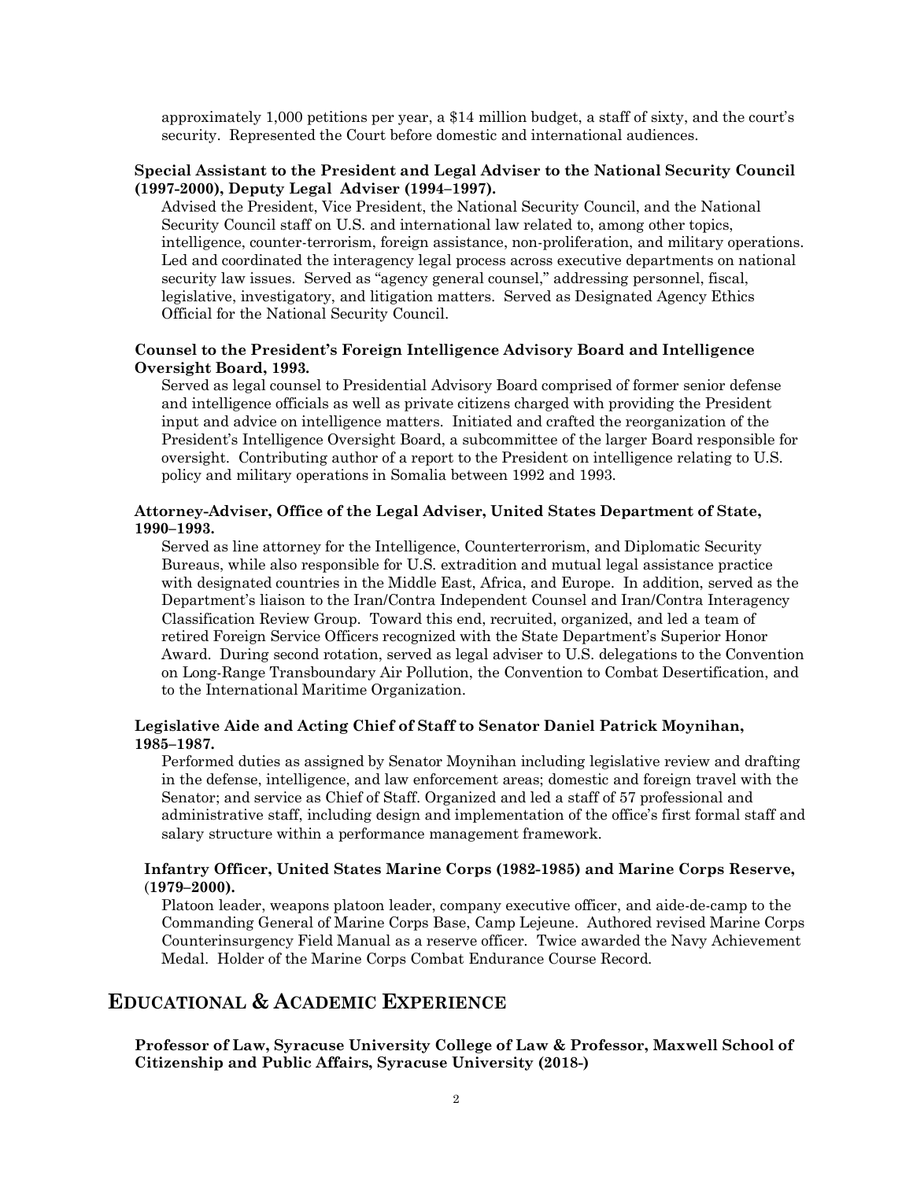approximately 1,000 petitions per year, a $14 million budget, a staff of sixty, and the court's security. Represented the Court before domestic and international audiences.

**Special Assistant to the President and Legal Adviser to the National Security Council (1997-2000), Deputy Legal Adviser (1994–1997).**

Advised the President, Vice President, the National Security Council, and the National Security Council staff on U.S. and international law related to, among other topics, intelligence, counter-terrorism, foreign assistance, non-proliferation, and military operations. Led and coordinated the interagency legal process across executive departments on national security law issues. Served as "agency general counsel," addressing personnel, fiscal, legislative, investigatory, and litigation matters. Served as Designated Agency Ethics Official for the National Security Council.

**Counsel to the President's Foreign Intelligence Advisory Board and Intelligence Oversight Board, 1993.**

Served as legal counsel to Presidential Advisory Board comprised of former senior defense and intelligence officials as well as private citizens charged with providing the President input and advice on intelligence matters. Initiated and crafted the reorganization of the President's Intelligence Oversight Board, a subcommittee of the larger Board responsible for oversight. Contributing author of a report to the President on intelligence relating to U.S. policy and military operations in Somalia between 1992 and 1993.

**Attorney-Adviser, Office of the Legal Adviser, United States Department of State, 1990–1993.**

Served as line attorney for the Intelligence, Counterterrorism, and Diplomatic Security Bureaus, while also responsible for U.S. extradition and mutual legal assistance practice with designated countries in the Middle East, Africa, and Europe. In addition, served as the Department's liaison to the Iran/Contra Independent Counsel and Iran/Contra Interagency Classification Review Group. Toward this end, recruited, organized, and led a team of retired Foreign Service Officers recognized with the State Department's Superior Honor Award. During second rotation, served as legal adviser to U.S. delegations to the Convention on Long-Range Transboundary Air Pollution, the Convention to Combat Desertification, and to the International Maritime Organization.

**Legislative Aide and Acting Chief of Staff to Senator Daniel Patrick Moynihan, 1985–1987.**

Performed duties as assigned by Senator Moynihan including legislative review and drafting in the defense, intelligence, and law enforcement areas; domestic and foreign travel with the Senator; and service as Chief of Staff. Organized and led a staff of 57 professional and administrative staff, including design and implementation of the office's first formal staff and salary structure within a performance management framework.

**Infantry Officer, United States Marine Corps (1982-1985) and Marine Corps Reserve, (1979–2000).**

Platoon leader, weapons platoon leader, company executive officer, and aide-de-camp to the Commanding General of Marine Corps Base, Camp Lejeune. Authored revised Marine Corps Counterinsurgency Field Manual as a reserve officer. Twice awarded the Navy Achievement Medal. Holder of the Marine Corps Combat Endurance Course Record.

## EDUCATIONAL & ACADEMIC EXPERIENCE

**Professor of Law, Syracuse University College of Law & Professor, Maxwell School of Citizenship and Public Affairs, Syracuse University (2018-)**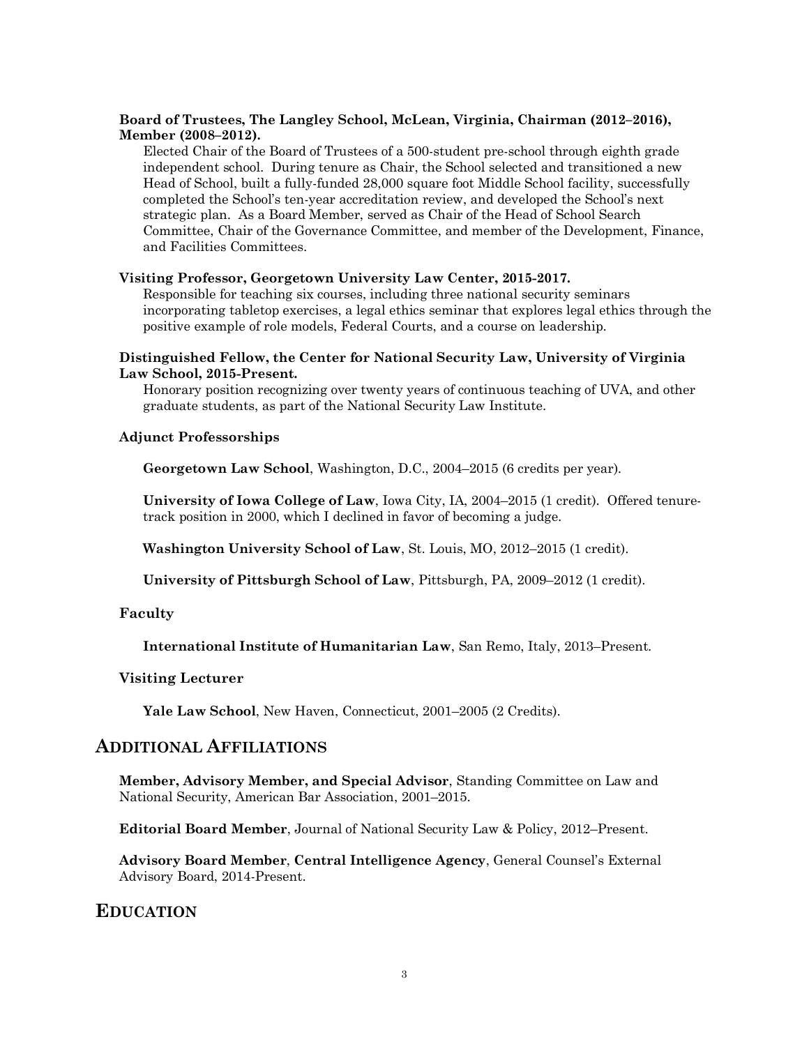**Board of Trustees, The Langley School, McLean, Virginia, Chairman (2012–2016), Member (2008–2012).**

Elected Chair of the Board of Trustees of a 500-student pre-school through eighth grade independent school. During tenure as Chair, the School selected and transitioned a new Head of School, built a fully-funded 28,000 square foot Middle School facility, successfully completed the School's ten-year accreditation review, and developed the School's next strategic plan. As a Board Member, served as Chair of the Head of School Search Committee, Chair of the Governance Committee, and member of the Development, Finance, and Facilities Committees.

**Visiting Professor, Georgetown University Law Center, 2015-2017.**

Responsible for teaching six courses, including three national security seminars incorporating tabletop exercises, a legal ethics seminar that explores legal ethics through the positive example of role models, Federal Courts, and a course on leadership.

**Distinguished Fellow, the Center for National Security Law, University of Virginia Law School, 2015-Present.**

Honorary position recognizing over twenty years of continuous teaching of UVA, and other graduate students, as part of the National Security Law Institute.

**Adjunct Professorships**

**Georgetown Law School**, Washington, D.C., 2004–2015 (6 credits per year).

**University of Iowa College of Law**, Iowa City, IA, 2004–2015 (1 credit). Offered tenure-track position in 2000, which I declined in favor of becoming a judge.

**Washington University School of Law**, St. Louis, MO, 2012–2015 (1 credit).

**University of Pittsburgh School of Law**, Pittsburgh, PA, 2009–2012 (1 credit).

**Faculty**

**International Institute of Humanitarian Law**, San Remo, Italy, 2013–Present.

**Visiting Lecturer**

**Yale Law School**, New Haven, Connecticut, 2001–2005 (2 Credits).

## Additional Affiliations

**Member, Advisory Member, and Special Advisor**, Standing Committee on Law and National Security, American Bar Association, 2001–2015.

**Editorial Board Member**, Journal of National Security Law & Policy, 2012–Present.

**Advisory Board Member**, **Central Intelligence Agency**, General Counsel's External Advisory Board, 2014-Present.

## Education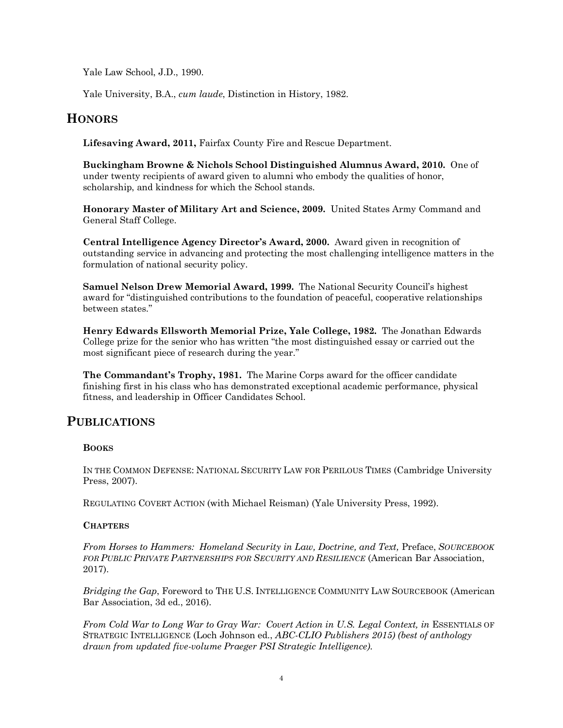Yale Law School, J.D., 1990.

Yale University, B.A., *cum laude*, Distinction in History, 1982.

## HONORS

**Lifesaving Award, 2011,** Fairfax County Fire and Rescue Department.

**Buckingham Browne & Nichols School Distinguished Alumnus Award, 2010.** One of under twenty recipients of award given to alumni who embody the qualities of honor, scholarship, and kindness for which the School stands.

**Honorary Master of Military Art and Science, 2009.** United States Army Command and General Staff College.

**Central Intelligence Agency Director's Award, 2000.** Award given in recognition of outstanding service in advancing and protecting the most challenging intelligence matters in the formulation of national security policy.

**Samuel Nelson Drew Memorial Award, 1999.** The National Security Council's highest award for "distinguished contributions to the foundation of peaceful, cooperative relationships between states."

**Henry Edwards Ellsworth Memorial Prize, Yale College, 1982.** The Jonathan Edwards College prize for the senior who has written "the most distinguished essay or carried out the most significant piece of research during the year."

**The Commandant's Trophy, 1981.** The Marine Corps award for the officer candidate finishing first in his class who has demonstrated exceptional academic performance, physical fitness, and leadership in Officer Candidates School.

## PUBLICATIONS

### BOOKS

IN THE COMMON DEFENSE: NATIONAL SECURITY LAW FOR PERILOUS TIMES (Cambridge University Press, 2007).

REGULATING COVERT ACTION (with Michael Reisman) (Yale University Press, 1992).

### CHAPTERS

*From Horses to Hammers: Homeland Security in Law, Doctrine, and Text,* Preface, *SOURCEBOOK FOR PUBLIC PRIVATE PARTNERSHIPS FOR SECURITY AND RESILIENCE* (American Bar Association, 2017).

*Bridging the Gap*, Foreword to THE U.S. INTELLIGENCE COMMUNITY LAW SOURCEBOOK (American Bar Association, 3d ed., 2016).

*From Cold War to Long War to Gray War: Covert Action in U.S. Legal Context, in* ESSENTIALS OF STRATEGIC INTELLIGENCE (Loch Johnson ed., *ABC-CLIO Publishers 2015) (best of anthology drawn from updated five-volume Praeger PSI Strategic Intelligence).*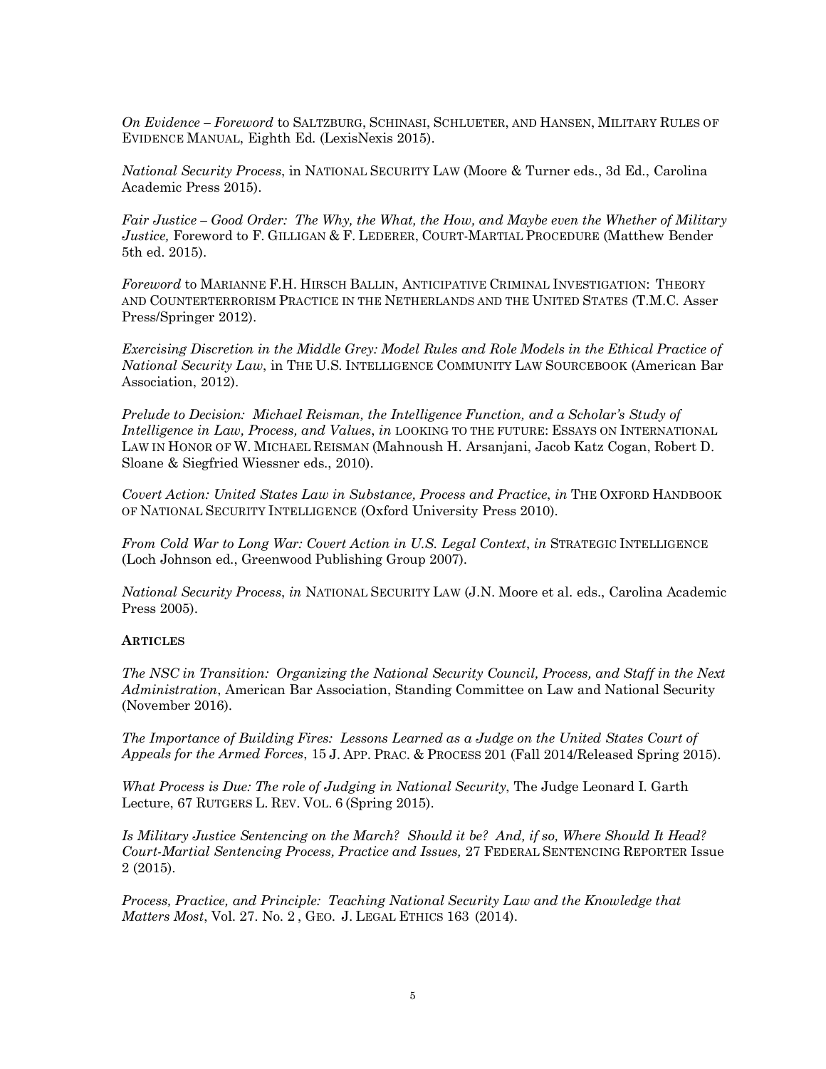*On Evidence – Foreword* to SALTZBURG, SCHINASI, SCHLUETER, AND HANSEN, MILITARY RULES OF EVIDENCE MANUAL, Eighth Ed. (LexisNexis 2015).

*National Security Process*, in NATIONAL SECURITY LAW (Moore & Turner eds., 3d Ed., Carolina Academic Press 2015).

*Fair Justice – Good Order: The Why, the What, the How, and Maybe even the Whether of Military Justice,* Foreword to F. GILLIGAN & F. LEDERER, COURT-MARTIAL PROCEDURE (Matthew Bender 5th ed. 2015).

*Foreword* to MARIANNE F.H. HIRSCH BALLIN, ANTICIPATIVE CRIMINAL INVESTIGATION: THEORY AND COUNTERTERRORISM PRACTICE IN THE NETHERLANDS AND THE UNITED STATES (T.M.C. Asser Press/Springer 2012).

*Exercising Discretion in the Middle Grey: Model Rules and Role Models in the Ethical Practice of National Security Law*, in THE U.S. INTELLIGENCE COMMUNITY LAW SOURCEBOOK (American Bar Association, 2012).

*Prelude to Decision: Michael Reisman, the Intelligence Function, and a Scholar's Study of Intelligence in Law, Process, and Values*, *in* LOOKING TO THE FUTURE: ESSAYS ON INTERNATIONAL LAW IN HONOR OF W. MICHAEL REISMAN (Mahnoush H. Arsanjani, Jacob Katz Cogan, Robert D. Sloane & Siegfried Wiessner eds., 2010).

*Covert Action: United States Law in Substance, Process and Practice*, *in* THE OXFORD HANDBOOK OF NATIONAL SECURITY INTELLIGENCE (Oxford University Press 2010).

*From Cold War to Long War: Covert Action in U.S. Legal Context*, *in* STRATEGIC INTELLIGENCE (Loch Johnson ed., Greenwood Publishing Group 2007).

*National Security Process*, *in* NATIONAL SECURITY LAW (J.N. Moore et al. eds., Carolina Academic Press 2005).

**ARTICLES**

*The NSC in Transition: Organizing the National Security Council, Process, and Staff in the Next Administration*, American Bar Association, Standing Committee on Law and National Security (November 2016).

*The Importance of Building Fires: Lessons Learned as a Judge on the United States Court of Appeals for the Armed Forces*, 15 J. APP. PRAC. & PROCESS 201 (Fall 2014/Released Spring 2015).

*What Process is Due: The role of Judging in National Security*, The Judge Leonard I. Garth Lecture, 67 RUTGERS L. REV. VOL. 6 (Spring 2015).

*Is Military Justice Sentencing on the March? Should it be? And, if so, Where Should It Head? Court-Martial Sentencing Process, Practice and Issues,* 27 FEDERAL SENTENCING REPORTER Issue 2 (2015).

*Process, Practice, and Principle: Teaching National Security Law and the Knowledge that Matters Most*, Vol. 27. No. 2 , GEO. J. LEGAL ETHICS 163 (2014).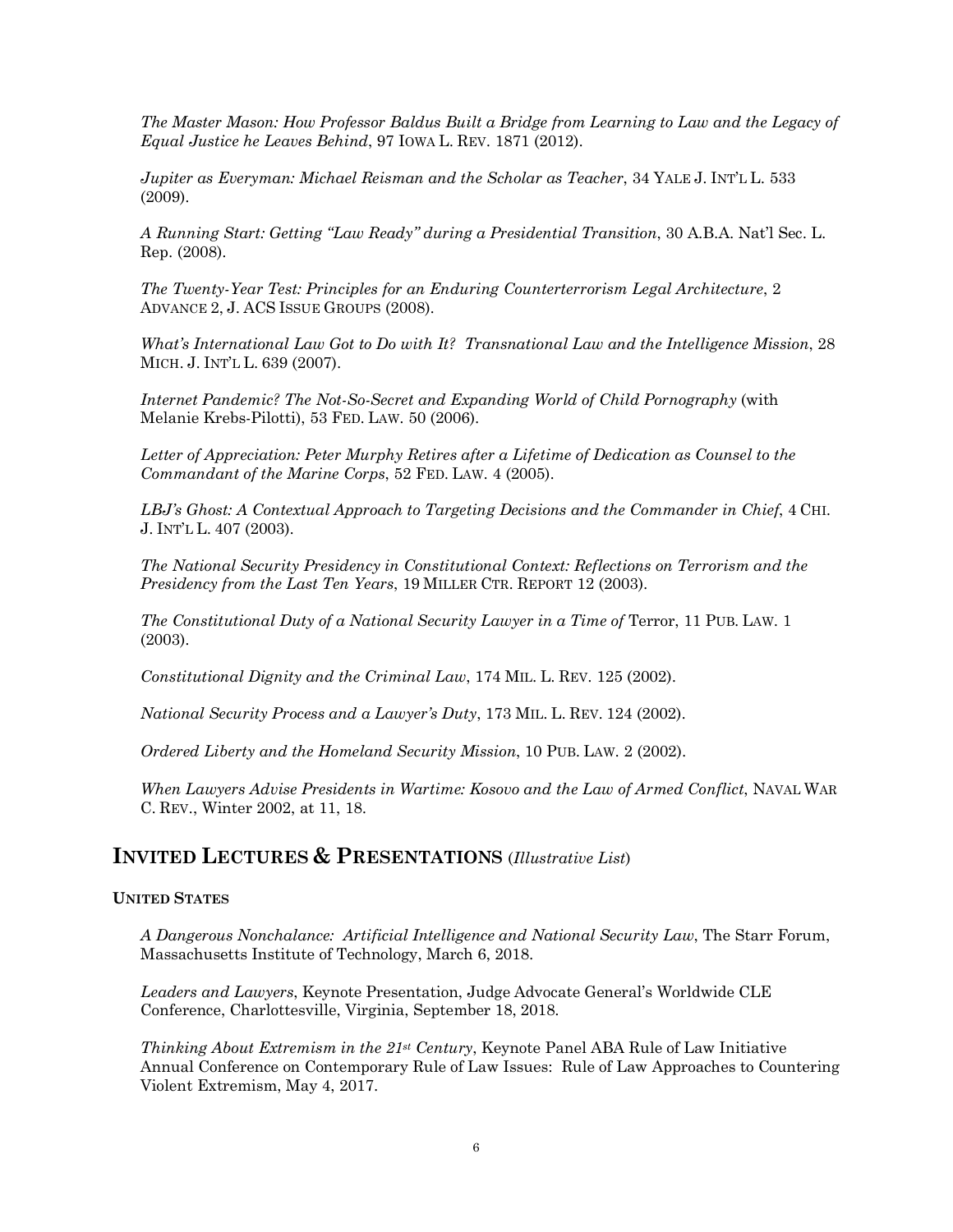*The Master Mason: How Professor Baldus Built a Bridge from Learning to Law and the Legacy of Equal Justice he Leaves Behind*, 97 IOWA L. REV. 1871 (2012).

*Jupiter as Everyman: Michael Reisman and the Scholar as Teacher*, 34 YALE J. INT'L L. 533 (2009).

*A Running Start: Getting "Law Ready" during a Presidential Transition*, 30 A.B.A. Nat'l Sec. L. Rep. (2008).

*The Twenty-Year Test: Principles for an Enduring Counterterrorism Legal Architecture*, 2 ADVANCE 2, J. ACS ISSUE GROUPS (2008).

*What's International Law Got to Do with It? Transnational Law and the Intelligence Mission*, 28 MICH. J. INT'L L. 639 (2007).

*Internet Pandemic? The Not-So-Secret and Expanding World of Child Pornography* (with Melanie Krebs-Pilotti), 53 FED. LAW. 50 (2006).

*Letter of Appreciation: Peter Murphy Retires after a Lifetime of Dedication as Counsel to the Commandant of the Marine Corps*, 52 FED. LAW. 4 (2005).

*LBJ's Ghost: A Contextual Approach to Targeting Decisions and the Commander in Chief*, 4 CHI. J. INT'L L. 407 (2003).

*The National Security Presidency in Constitutional Context: Reflections on Terrorism and the Presidency from the Last Ten Years*, 19 MILLER CTR. REPORT 12 (2003).

*The Constitutional Duty of a National Security Lawyer in a Time of* Terror, 11 PUB. LAW. 1 (2003).

*Constitutional Dignity and the Criminal Law*, 174 MIL. L. REV. 125 (2002).

*National Security Process and a Lawyer's Duty*, 173 MIL. L. REV. 124 (2002).

*Ordered Liberty and the Homeland Security Mission*, 10 PUB. LAW. 2 (2002).

*When Lawyers Advise Presidents in Wartime: Kosovo and the Law of Armed Conflict*, NAVAL WAR C. REV., Winter 2002, at 11, 18.

## INVITED LECTURES & PRESENTATIONS (*Illustrative List*)

**UNITED STATES**

*A Dangerous Nonchalance: Artificial Intelligence and National Security Law*, The Starr Forum, Massachusetts Institute of Technology, March 6, 2018.

*Leaders and Lawyers*, Keynote Presentation, Judge Advocate General's Worldwide CLE Conference, Charlottesville, Virginia, September 18, 2018.

*Thinking About Extremism in the 21st Century*, Keynote Panel ABA Rule of Law Initiative Annual Conference on Contemporary Rule of Law Issues: Rule of Law Approaches to Countering Violent Extremism, May 4, 2017.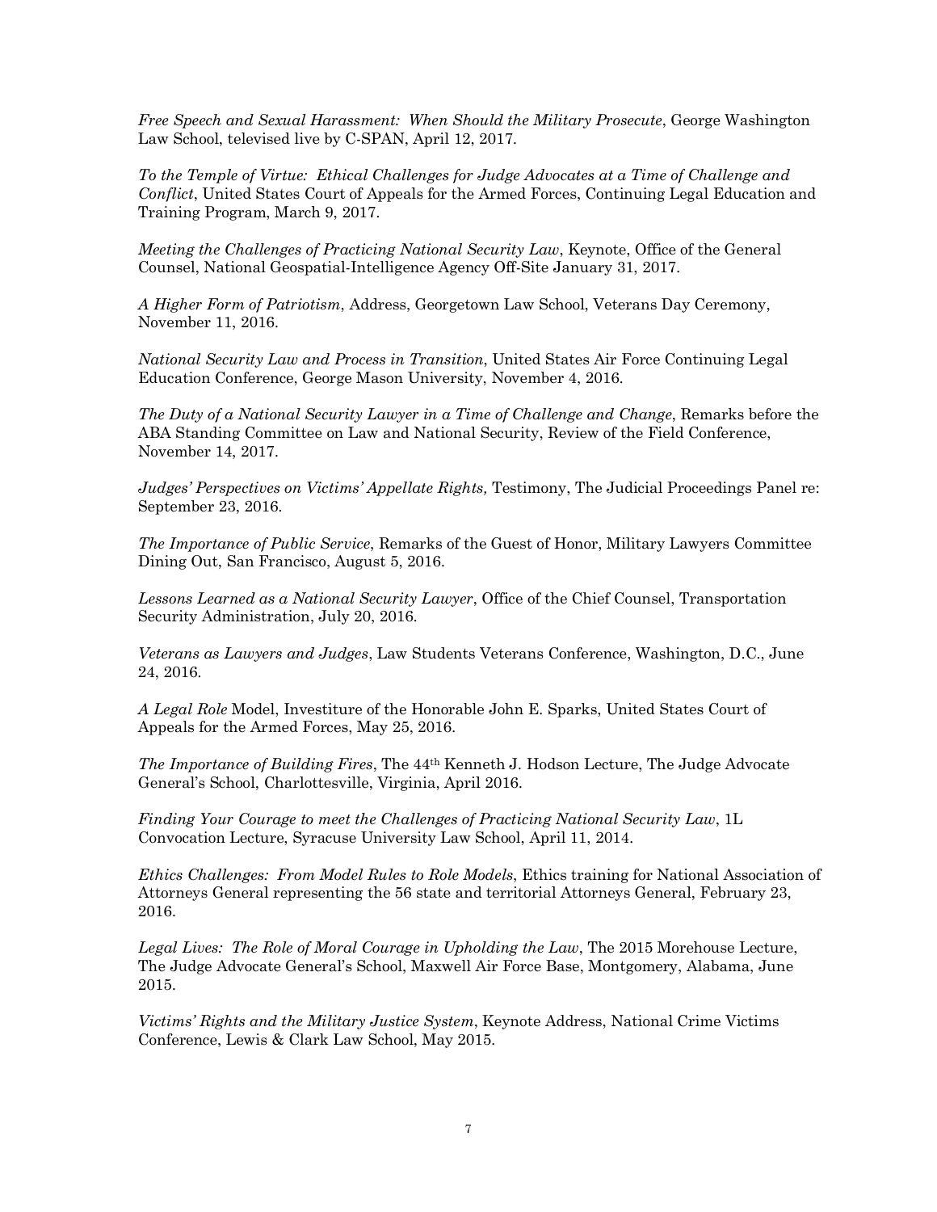*Free Speech and Sexual Harassment: When Should the Military Prosecute*, George Washington Law School, televised live by C-SPAN, April 12, 2017.

*To the Temple of Virtue: Ethical Challenges for Judge Advocates at a Time of Challenge and Conflict*, United States Court of Appeals for the Armed Forces, Continuing Legal Education and Training Program, March 9, 2017.

*Meeting the Challenges of Practicing National Security Law*, Keynote, Office of the General Counsel, National Geospatial-Intelligence Agency Off-Site January 31, 2017.

*A Higher Form of Patriotism*, Address, Georgetown Law School, Veterans Day Ceremony, November 11, 2016.

*National Security Law and Process in Transition*, United States Air Force Continuing Legal Education Conference, George Mason University, November 4, 2016.

*The Duty of a National Security Lawyer in a Time of Challenge and Change*, Remarks before the ABA Standing Committee on Law and National Security, Review of the Field Conference, November 14, 2017.

*Judges' Perspectives on Victims' Appellate Rights,* Testimony, The Judicial Proceedings Panel re: September 23, 2016.

*The Importance of Public Service*, Remarks of the Guest of Honor, Military Lawyers Committee Dining Out, San Francisco, August 5, 2016.

*Lessons Learned as a National Security Lawyer*, Office of the Chief Counsel, Transportation Security Administration, July 20, 2016.

*Veterans as Lawyers and Judges*, Law Students Veterans Conference, Washington, D.C., June 24, 2016.

*A Legal Role* Model, Investiture of the Honorable John E. Sparks, United States Court of Appeals for the Armed Forces, May 25, 2016.

*The Importance of Building Fires*, The 44th Kenneth J. Hodson Lecture, The Judge Advocate General's School, Charlottesville, Virginia, April 2016.

*Finding Your Courage to meet the Challenges of Practicing National Security Law*, 1L Convocation Lecture, Syracuse University Law School, April 11, 2014.

*Ethics Challenges: From Model Rules to Role Models*, Ethics training for National Association of Attorneys General representing the 56 state and territorial Attorneys General, February 23, 2016.

*Legal Lives: The Role of Moral Courage in Upholding the Law*, The 2015 Morehouse Lecture, The Judge Advocate General's School, Maxwell Air Force Base, Montgomery, Alabama, June 2015.

*Victims' Rights and the Military Justice System*, Keynote Address, National Crime Victims Conference, Lewis & Clark Law School, May 2015.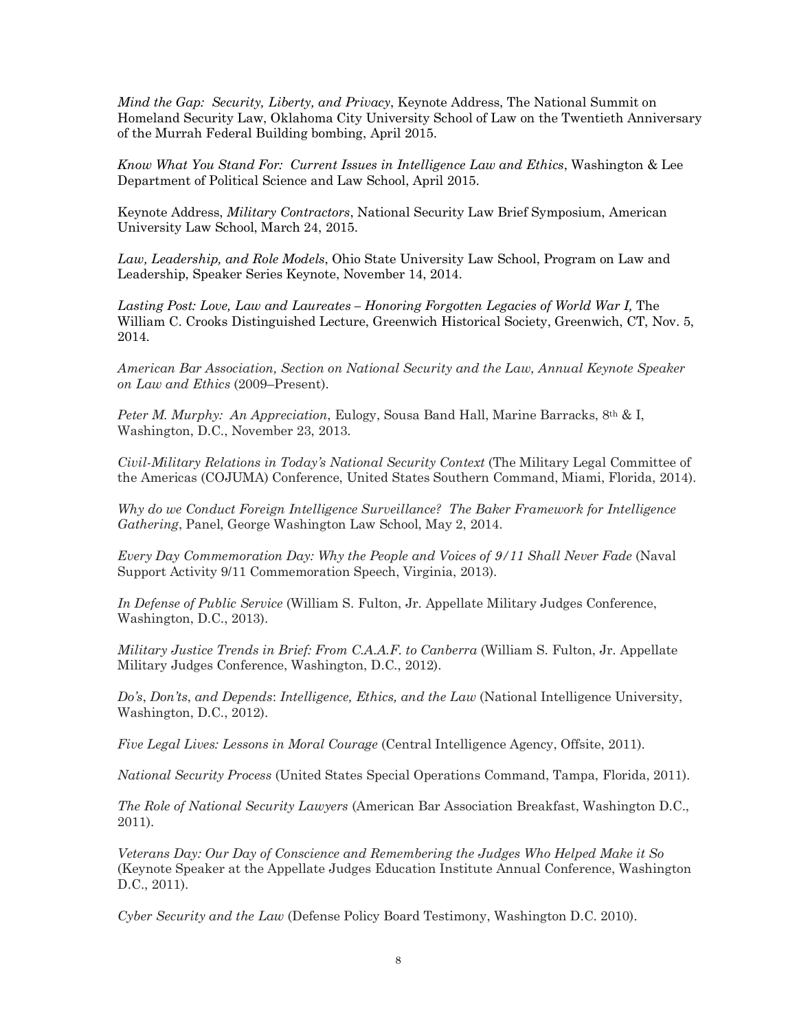*Mind the Gap: Security, Liberty, and Privacy*, Keynote Address, The National Summit on Homeland Security Law, Oklahoma City University School of Law on the Twentieth Anniversary of the Murrah Federal Building bombing, April 2015.

*Know What You Stand For: Current Issues in Intelligence Law and Ethics*, Washington & Lee Department of Political Science and Law School, April 2015.

Keynote Address, *Military Contractors*, National Security Law Brief Symposium, American University Law School, March 24, 2015.

*Law, Leadership, and Role Models*, Ohio State University Law School, Program on Law and Leadership, Speaker Series Keynote, November 14, 2014.

*Lasting Post: Love, Law and Laureates – Honoring Forgotten Legacies of World War I,* The William C. Crooks Distinguished Lecture, Greenwich Historical Society, Greenwich, CT, Nov. 5, 2014.

*American Bar Association, Section on National Security and the Law, Annual Keynote Speaker on Law and Ethics* (2009–Present).

*Peter M. Murphy: An Appreciation*, Eulogy, Sousa Band Hall, Marine Barracks, 8th & I, Washington, D.C., November 23, 2013.

*Civil-Military Relations in Today's National Security Context* (The Military Legal Committee of the Americas (COJUMA) Conference, United States Southern Command, Miami, Florida, 2014).

*Why do we Conduct Foreign Intelligence Surveillance? The Baker Framework for Intelligence Gathering*, Panel, George Washington Law School, May 2, 2014.

*Every Day Commemoration Day: Why the People and Voices of 9/11 Shall Never Fade* (Naval Support Activity 9/11 Commemoration Speech, Virginia, 2013).

*In Defense of Public Service* (William S. Fulton, Jr. Appellate Military Judges Conference, Washington, D.C., 2013).

*Military Justice Trends in Brief: From C.A.A.F. to Canberra* (William S. Fulton, Jr. Appellate Military Judges Conference, Washington, D.C., 2012).

*Do's, Don'ts, and Depends: Intelligence, Ethics, and the Law* (National Intelligence University, Washington, D.C., 2012).

*Five Legal Lives: Lessons in Moral Courage* (Central Intelligence Agency, Offsite, 2011).

*National Security Process* (United States Special Operations Command, Tampa, Florida, 2011).

*The Role of National Security Lawyers* (American Bar Association Breakfast, Washington D.C., 2011).

*Veterans Day: Our Day of Conscience and Remembering the Judges Who Helped Make it So* (Keynote Speaker at the Appellate Judges Education Institute Annual Conference, Washington D.C., 2011).

*Cyber Security and the Law* (Defense Policy Board Testimony, Washington D.C. 2010).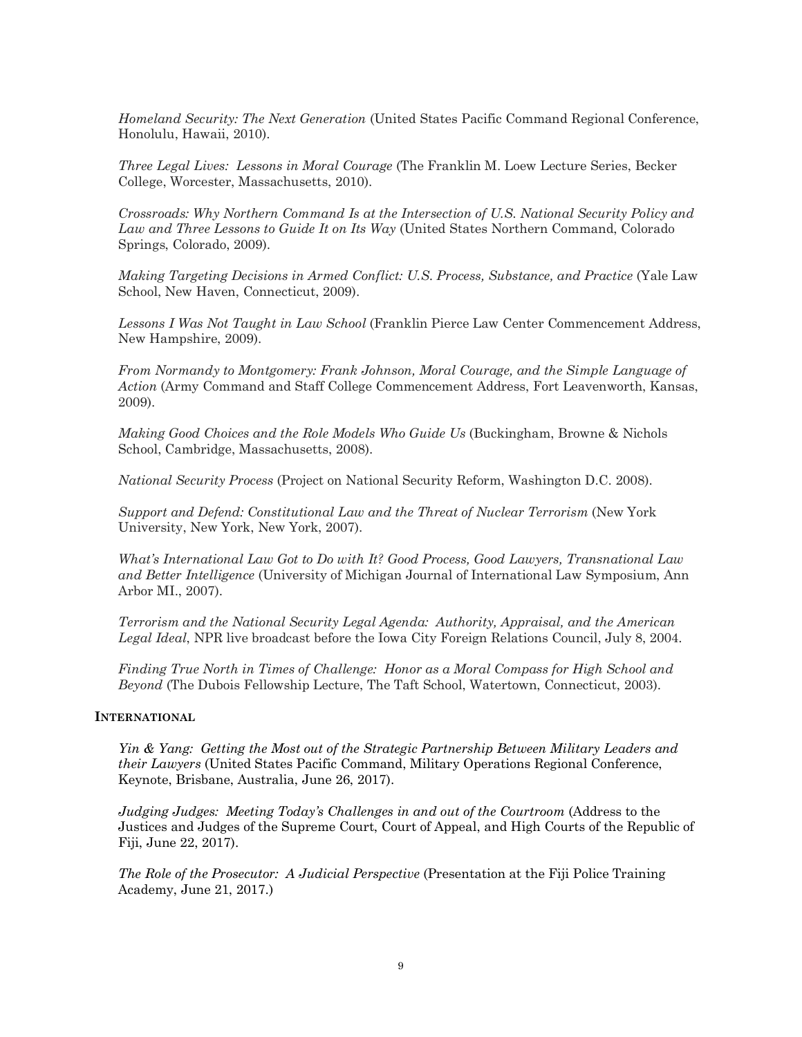*Homeland Security: The Next Generation* (United States Pacific Command Regional Conference, Honolulu, Hawaii, 2010).

*Three Legal Lives: Lessons in Moral Courage* (The Franklin M. Loew Lecture Series, Becker College, Worcester, Massachusetts, 2010).

*Crossroads: Why Northern Command Is at the Intersection of U.S. National Security Policy and Law and Three Lessons to Guide It on Its Way* (United States Northern Command, Colorado Springs, Colorado, 2009).

*Making Targeting Decisions in Armed Conflict: U.S. Process, Substance, and Practice* (Yale Law School, New Haven, Connecticut, 2009).

*Lessons I Was Not Taught in Law School* (Franklin Pierce Law Center Commencement Address, New Hampshire, 2009).

*From Normandy to Montgomery: Frank Johnson, Moral Courage, and the Simple Language of Action* (Army Command and Staff College Commencement Address, Fort Leavenworth, Kansas, 2009).

*Making Good Choices and the Role Models Who Guide Us* (Buckingham, Browne & Nichols School, Cambridge, Massachusetts, 2008).

*National Security Process* (Project on National Security Reform, Washington D.C. 2008).

*Support and Defend: Constitutional Law and the Threat of Nuclear Terrorism* (New York University, New York, New York, 2007).

*What's International Law Got to Do with It? Good Process, Good Lawyers, Transnational Law and Better Intelligence* (University of Michigan Journal of International Law Symposium, Ann Arbor MI., 2007).

*Terrorism and the National Security Legal Agenda: Authority, Appraisal, and the American Legal Ideal*, NPR live broadcast before the Iowa City Foreign Relations Council, July 8, 2004.

*Finding True North in Times of Challenge: Honor as a Moral Compass for High School and Beyond* (The Dubois Fellowship Lecture, The Taft School, Watertown, Connecticut, 2003).

**INTERNATIONAL**

*Yin & Yang: Getting the Most out of the Strategic Partnership Between Military Leaders and their Lawyers* (United States Pacific Command, Military Operations Regional Conference, Keynote, Brisbane, Australia, June 26, 2017).

*Judging Judges: Meeting Today's Challenges in and out of the Courtroom* (Address to the Justices and Judges of the Supreme Court, Court of Appeal, and High Courts of the Republic of Fiji, June 22, 2017).

*The Role of the Prosecutor: A Judicial Perspective* (Presentation at the Fiji Police Training Academy, June 21, 2017.)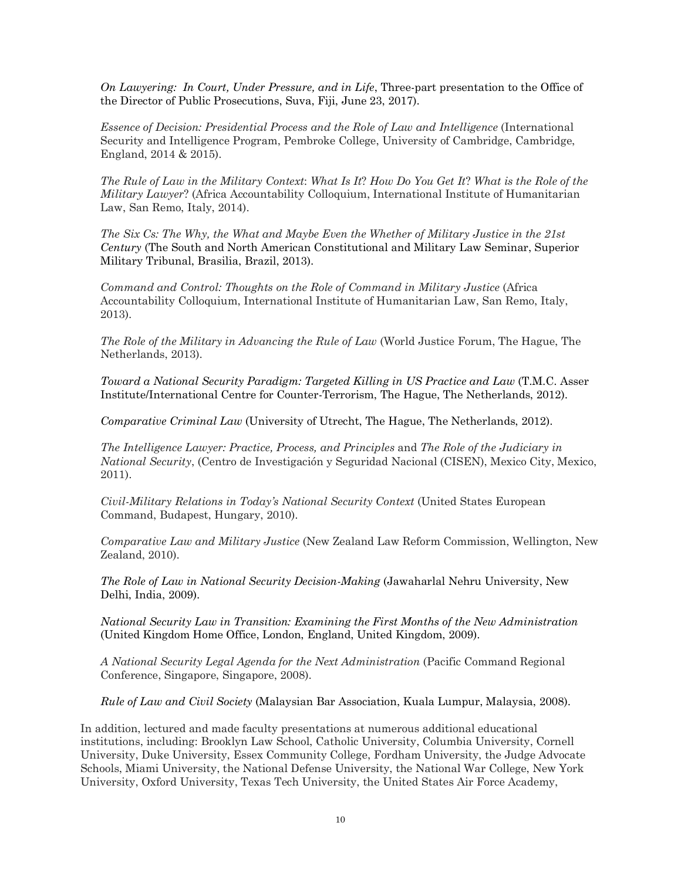*On Lawyering: In Court, Under Pressure, and in Life*, Three-part presentation to the Office of the Director of Public Prosecutions, Suva, Fiji, June 23, 2017).

*Essence of Decision: Presidential Process and the Role of Law and Intelligence* (International Security and Intelligence Program, Pembroke College, University of Cambridge, Cambridge, England, 2014 & 2015).

*The Rule of Law in the Military Context*: *What Is It*? *How Do You Get It*? *What is the Role of the Military Lawyer*? (Africa Accountability Colloquium, International Institute of Humanitarian Law, San Remo, Italy, 2014).

*The Six Cs: The Why, the What and Maybe Even the Whether of Military Justice in the 21st Century* (The South and North American Constitutional and Military Law Seminar, Superior Military Tribunal, Brasilia, Brazil, 2013).

*Command and Control: Thoughts on the Role of Command in Military Justice* (Africa Accountability Colloquium, International Institute of Humanitarian Law, San Remo, Italy, 2013).

*The Role of the Military in Advancing the Rule of Law* (World Justice Forum, The Hague, The Netherlands, 2013).

*Toward a National Security Paradigm: Targeted Killing in US Practice and Law* (T.M.C. Asser Institute/International Centre for Counter-Terrorism, The Hague, The Netherlands, 2012).

*Comparative Criminal Law* (University of Utrecht, The Hague, The Netherlands, 2012).

*The Intelligence Lawyer: Practice, Process, and Principles* and *The Role of the Judiciary in National Security*, (Centro de Investigación y Seguridad Nacional (CISEN), Mexico City, Mexico, 2011).

*Civil-Military Relations in Today's National Security Context* (United States European Command, Budapest, Hungary, 2010).

*Comparative Law and Military Justice* (New Zealand Law Reform Commission, Wellington, New Zealand, 2010).

*The Role of Law in National Security Decision-Making* (Jawaharlal Nehru University, New Delhi, India, 2009).

*National Security Law in Transition: Examining the First Months of the New Administration* (United Kingdom Home Office, London, England, United Kingdom, 2009).

*A National Security Legal Agenda for the Next Administration* (Pacific Command Regional Conference, Singapore, Singapore, 2008).

*Rule of Law and Civil Society* (Malaysian Bar Association, Kuala Lumpur, Malaysia, 2008).

In addition, lectured and made faculty presentations at numerous additional educational institutions, including: Brooklyn Law School, Catholic University, Columbia University, Cornell University, Duke University, Essex Community College, Fordham University, the Judge Advocate Schools, Miami University, the National Defense University, the National War College, New York University, Oxford University, Texas Tech University, the United States Air Force Academy,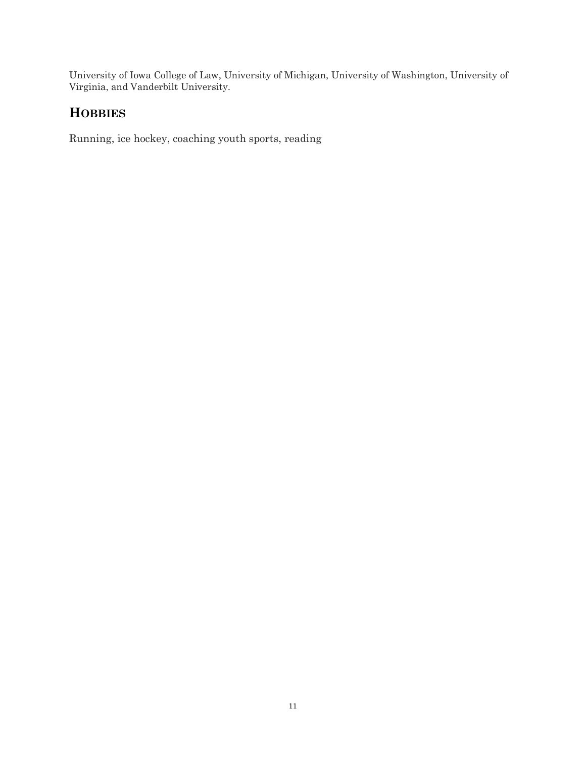University of Iowa College of Law, University of Michigan, University of Washington, University of Virginia, and Vanderbilt University.

## HOBBIES

Running, ice hockey, coaching youth sports, reading